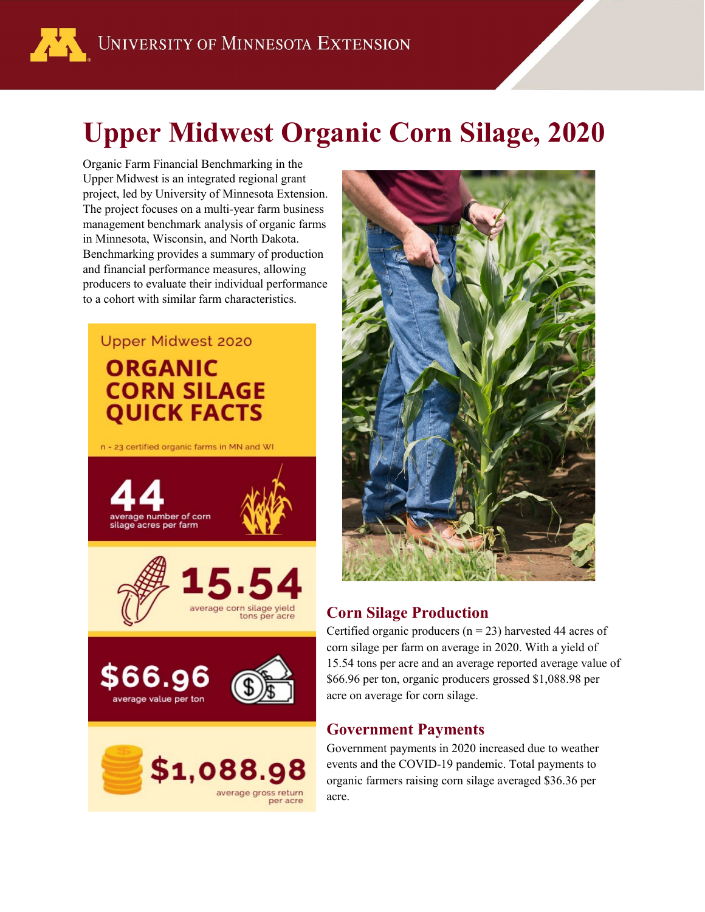# Upper Midwest Organic Corn Silage, 2020

Organic Farm Financial Benchmarking in the Upper Midwest is an integrated regional grant project, led by University of Minnesota Extension. The project focuses on a multi-year farm business management benchmark analysis of organic farms in Minnesota, Wisconsin, and North Dakota. Benchmarking provides a summary of production and financial performance measures, allowing producers to evaluate their individual performance to a cohort with similar farm characteristics.

Upper Midwest 2020

**ORGANIC CORN SILAGE QUICK FACTS**

n = 23 certified organic farms in MN and WI

**44** average number of corn silage acres per farm

**15.54** average corn silage yield tons per acre

**$66.96** average value per ton

**$1,088.98** average gross return per acre

## Corn Silage Production

Certified organic producers (n = 23) harvested 44 acres of corn silage per farm on average in 2020. With a yield of 15.54 tons per acre and an average reported average value of $66.96 per ton, organic producers grossed $1,088.98 per acre on average for corn silage.

## Government Payments

Government payments in 2020 increased due to weather events and the COVID-19 pandemic. Total payments to organic farmers raising corn silage averaged $36.36 per acre.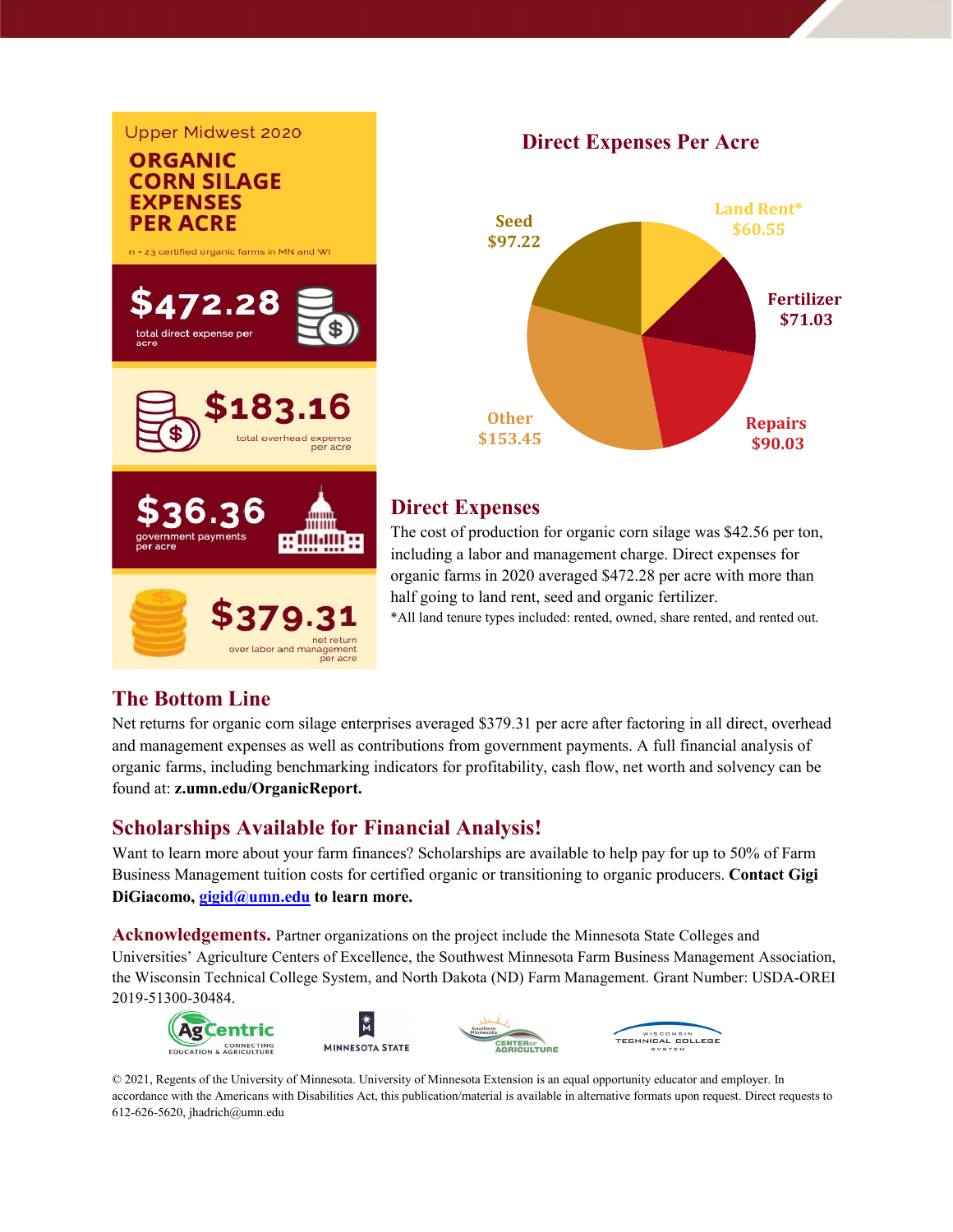Upper Midwest 2020

## ORGANIC CORN SILAGE EXPENSES PER ACRE

n = 23 certified organic farms in MN and WI

**$472.28**
total direct expense per acre

**$183.16**
total overhead expense per acre

**$36.36**
government payments per acre

**$379.31**
net return over labor and management per acre

### Direct Expenses Per Acre

Land Rent*
$60.55

Fertilizer
$71.03

Repairs
$90.03

Other
$153.45

Seed
$97.22

## Direct Expenses

The cost of production for organic corn silage was $42.56 per ton, including a labor and management charge. Direct expenses for organic farms in 2020 averaged $472.28 per acre with more than half going to land rent, seed and organic fertilizer.

*All land tenure types included: rented, owned, share rented, and rented out.

## The Bottom Line

Net returns for organic corn silage enterprises averaged $379.31 per acre after factoring in all direct, overhead and management expenses as well as contributions from government payments. A full financial analysis of organic farms, including benchmarking indicators for profitability, cash flow, net worth and solvency can be found at: **z.umn.edu/OrganicReport.**

## Scholarships Available for Financial Analysis!

Want to learn more about your farm finances? Scholarships are available to help pay for up to 50% of Farm Business Management tuition costs for certified organic or transitioning to organic producers. **Contact Gigi DiGiacomo, gigid@umn.edu to learn more.**

**Acknowledgements.** Partner organizations on the project include the Minnesota State Colleges and Universities' Agriculture Centers of Excellence, the Southwest Minnesota Farm Business Management Association, the Wisconsin Technical College System, and North Dakota (ND) Farm Management. Grant Number: USDA-OREI 2019-51300-30484.

AgCentric CONNECTING EDUCATION & AGRICULTURE | MINNESOTA STATE | Southern Minnesota CENTER OF AGRICULTURE | WISCONSIN TECHNICAL COLLEGE SYSTEM

© 2021, Regents of the University of Minnesota. University of Minnesota Extension is an equal opportunity educator and employer. In accordance with the Americans with Disabilities Act, this publication/material is available in alternative formats upon request. Direct requests to 612-626-5620, jhadrich@umn.edu